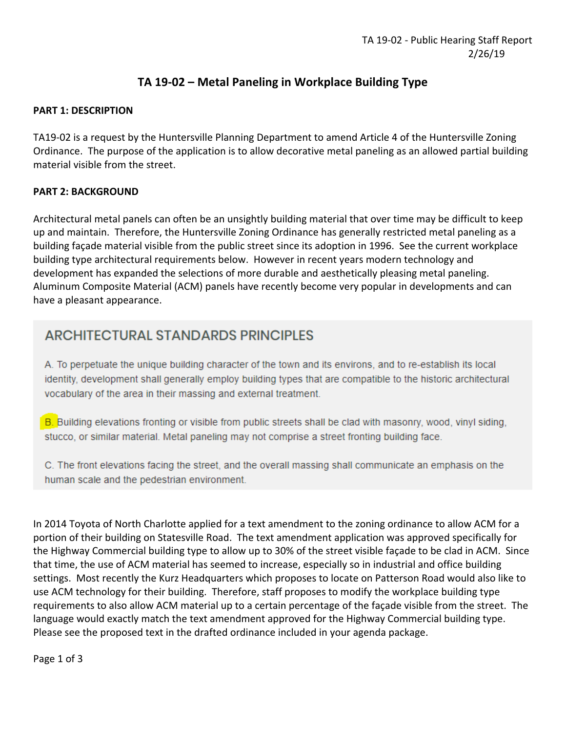# TA 19-02 – Metal Paneling in Workplace Building Type

**PART 1: DESCRIPTION**

TA19-02 is a request by the Huntersville Planning Department to amend Article 4 of the Huntersville Zoning Ordinance. The purpose of the application is to allow decorative metal paneling as an allowed partial building material visible from the street.

**PART 2: BACKGROUND**

Architectural metal panels can often be an unsightly building material that over time may be difficult to keep up and maintain. Therefore, the Huntersville Zoning Ordinance has generally restricted metal paneling as a building façade material visible from the public street since its adoption in 1996. See the current workplace building type architectural requirements below. However in recent years modern technology and development has expanded the selections of more durable and aesthetically pleasing metal paneling. Aluminum Composite Material (ACM) panels have recently become very popular in developments and can have a pleasant appearance.

## ARCHITECTURAL STANDARDS PRINCIPLES

A. To perpetuate the unique building character of the town and its environs, and to re-establish its local identity, development shall generally employ building types that are compatible to the historic architectural vocabulary of the area in their massing and external treatment.

B. Building elevations fronting or visible from public streets shall be clad with masonry, wood, vinyl siding, stucco, or similar material. Metal paneling may not comprise a street fronting building face.

C. The front elevations facing the street, and the overall massing shall communicate an emphasis on the human scale and the pedestrian environment.

In 2014 Toyota of North Charlotte applied for a text amendment to the zoning ordinance to allow ACM for a portion of their building on Statesville Road. The text amendment application was approved specifically for the Highway Commercial building type to allow up to 30% of the street visible façade to be clad in ACM. Since that time, the use of ACM material has seemed to increase, especially so in industrial and office building settings. Most recently the Kurz Headquarters which proposes to locate on Patterson Road would also like to use ACM technology for their building. Therefore, staff proposes to modify the workplace building type requirements to also allow ACM material up to a certain percentage of the façade visible from the street. The language would exactly match the text amendment approved for the Highway Commercial building type. Please see the proposed text in the drafted ordinance included in your agenda package.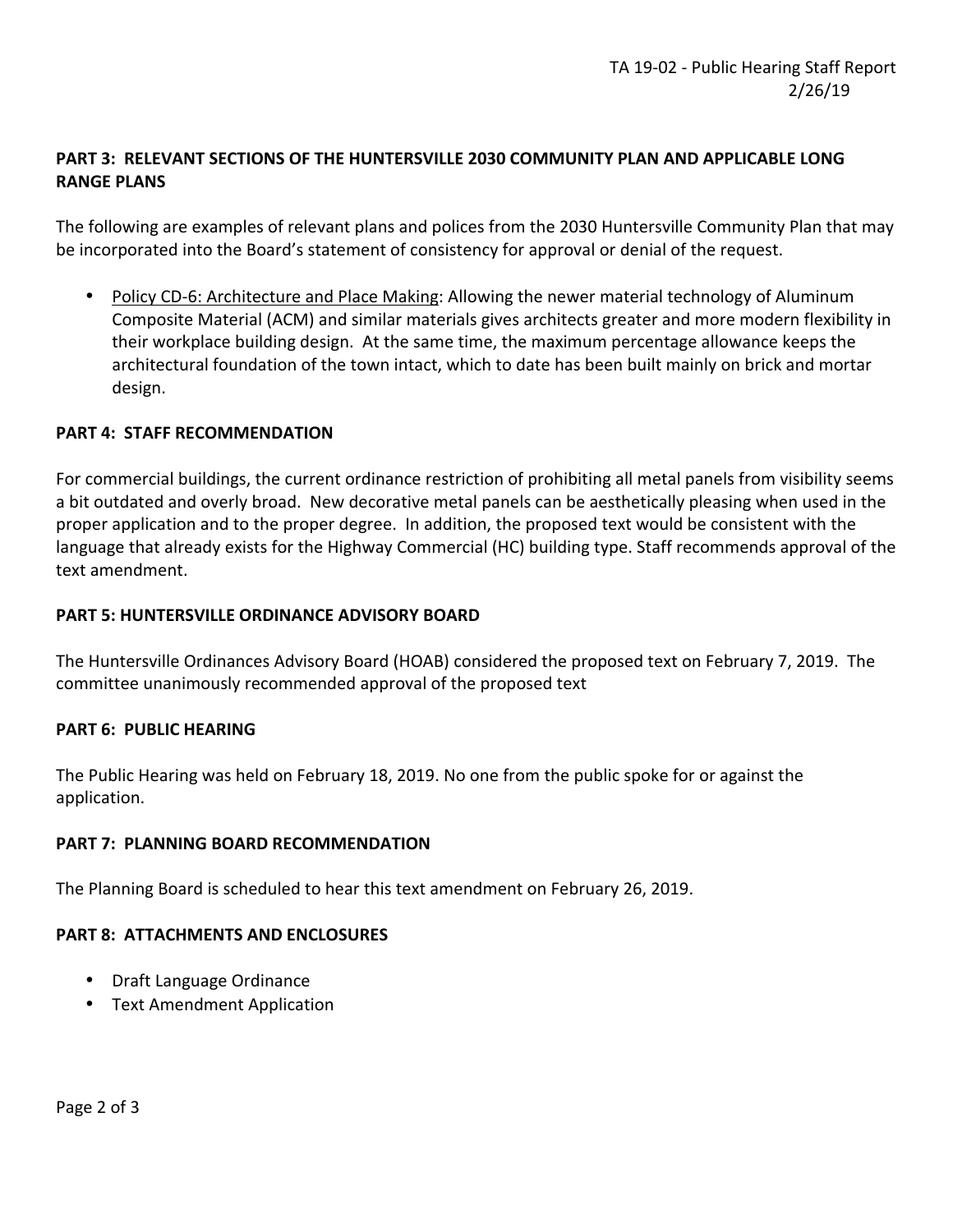**PART 3: RELEVANT SECTIONS OF THE HUNTERSVILLE 2030 COMMUNITY PLAN AND APPLICABLE LONG RANGE PLANS**

The following are examples of relevant plans and polices from the 2030 Huntersville Community Plan that may be incorporated into the Board's statement of consistency for approval or denial of the request.

- Policy CD-6: Architecture and Place Making: Allowing the newer material technology of Aluminum Composite Material (ACM) and similar materials gives architects greater and more modern flexibility in their workplace building design. At the same time, the maximum percentage allowance keeps the architectural foundation of the town intact, which to date has been built mainly on brick and mortar design.

**PART 4: STAFF RECOMMENDATION**

For commercial buildings, the current ordinance restriction of prohibiting all metal panels from visibility seems a bit outdated and overly broad. New decorative metal panels can be aesthetically pleasing when used in the proper application and to the proper degree. In addition, the proposed text would be consistent with the language that already exists for the Highway Commercial (HC) building type. Staff recommends approval of the text amendment.

**PART 5: HUNTERSVILLE ORDINANCE ADVISORY BOARD**

The Huntersville Ordinances Advisory Board (HOAB) considered the proposed text on February 7, 2019. The committee unanimously recommended approval of the proposed text

**PART 6: PUBLIC HEARING**

The Public Hearing was held on February 18, 2019. No one from the public spoke for or against the application.

**PART 7: PLANNING BOARD RECOMMENDATION**

The Planning Board is scheduled to hear this text amendment on February 26, 2019.

**PART 8: ATTACHMENTS AND ENCLOSURES**

- Draft Language Ordinance
- Text Amendment Application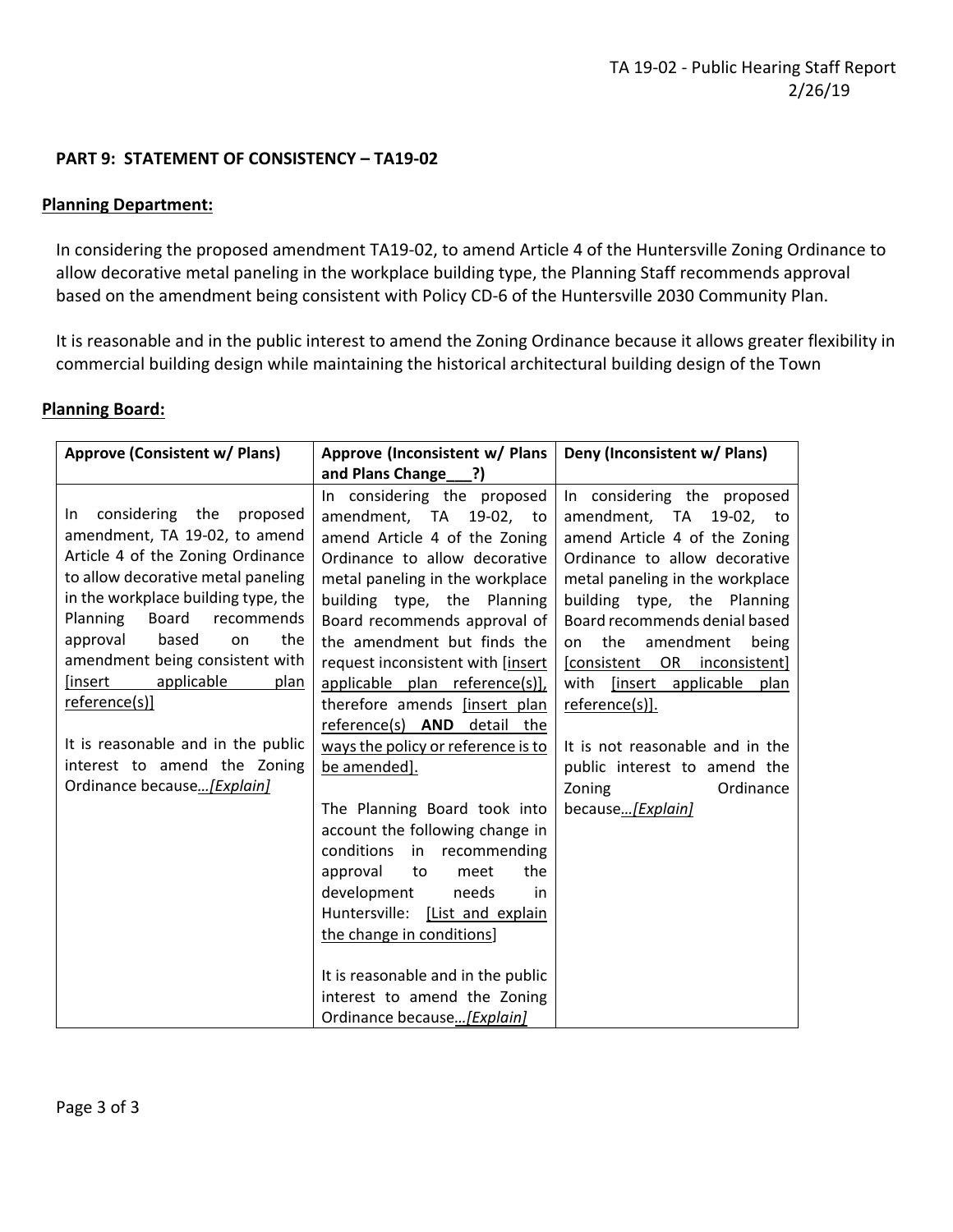## PART 9: STATEMENT OF CONSISTENCY – TA19-02

**Planning Department:**

In considering the proposed amendment TA19-02, to amend Article 4 of the Huntersville Zoning Ordinance to allow decorative metal paneling in the workplace building type, the Planning Staff recommends approval based on the amendment being consistent with Policy CD-6 of the Huntersville 2030 Community Plan.

It is reasonable and in the public interest to amend the Zoning Ordinance because it allows greater flexibility in commercial building design while maintaining the historical architectural building design of the Town

**Planning Board:**

| **Approve (Consistent w/ Plans)** | **Approve (Inconsistent w/ Plans and Plans Change___?)** | **Deny (Inconsistent w/ Plans)** |
|---|---|---|
| In considering the proposed amendment, TA 19-02, to amend Article 4 of the Zoning Ordinance to allow decorative metal paneling in the workplace building type, the Planning Board recommends approval based on the amendment being consistent with [insert applicable plan reference(s)]<br><br>It is reasonable and in the public interest to amend the Zoning Ordinance because*…[Explain]* | In considering the proposed amendment, TA 19-02, to amend Article 4 of the Zoning Ordinance to allow decorative metal paneling in the workplace building type, the Planning Board recommends approval of the amendment but finds the request inconsistent with [insert applicable plan reference(s)], therefore amends [insert plan reference(s) **AND** detail the ways the policy or reference is to be amended].<br><br>The Planning Board took into account the following change in conditions in recommending approval to meet the development needs in Huntersville: [List and explain the change in conditions]<br><br>It is reasonable and in the public interest to amend the Zoning Ordinance because*…[Explain]* | In considering the proposed amendment, TA 19-02, to amend Article 4 of the Zoning Ordinance to allow decorative metal paneling in the workplace building type, the Planning Board recommends denial based on the amendment being [consistent OR inconsistent] with [insert applicable plan reference(s)].<br><br>It is not reasonable and in the public interest to amend the Zoning Ordinance because*…[Explain]* |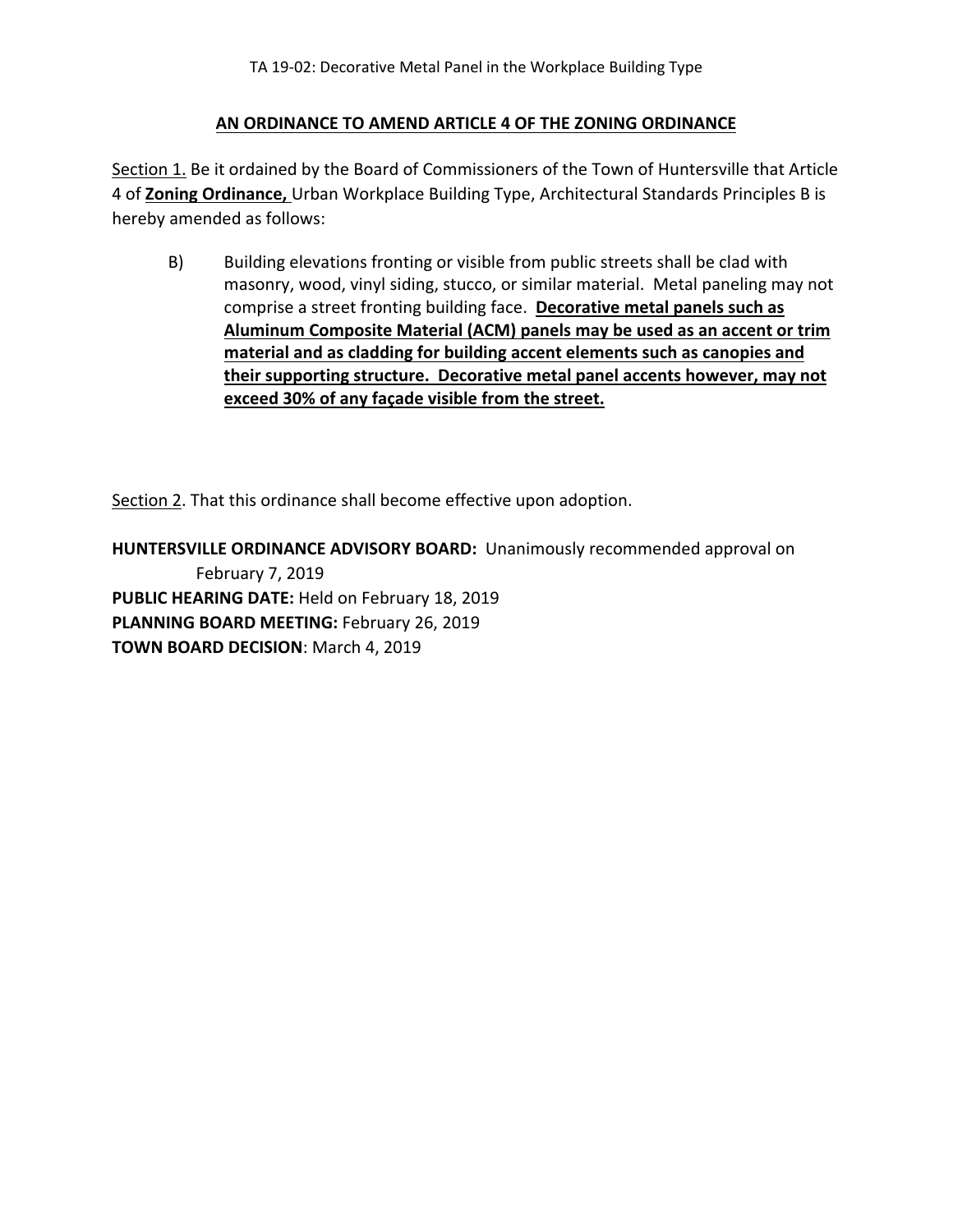TA 19-02: Decorative Metal Panel in the Workplace Building Type

## AN ORDINANCE TO AMEND ARTICLE 4 OF THE ZONING ORDINANCE

Section 1. Be it ordained by the Board of Commissioners of the Town of Huntersville that Article 4 of **Zoning Ordinance,** Urban Workplace Building Type, Architectural Standards Principles B is hereby amended as follows:

B) Building elevations fronting or visible from public streets shall be clad with masonry, wood, vinyl siding, stucco, or similar material. Metal paneling may not comprise a street fronting building face. **Decorative metal panels such as Aluminum Composite Material (ACM) panels may be used as an accent or trim material and as cladding for building accent elements such as canopies and their supporting structure. Decorative metal panel accents however, may not exceed 30% of any façade visible from the street.**

Section 2. That this ordinance shall become effective upon adoption.

**HUNTERSVILLE ORDINANCE ADVISORY BOARD:** Unanimously recommended approval on February 7, 2019
**PUBLIC HEARING DATE:** Held on February 18, 2019
**PLANNING BOARD MEETING:** February 26, 2019
**TOWN BOARD DECISION**: March 4, 2019